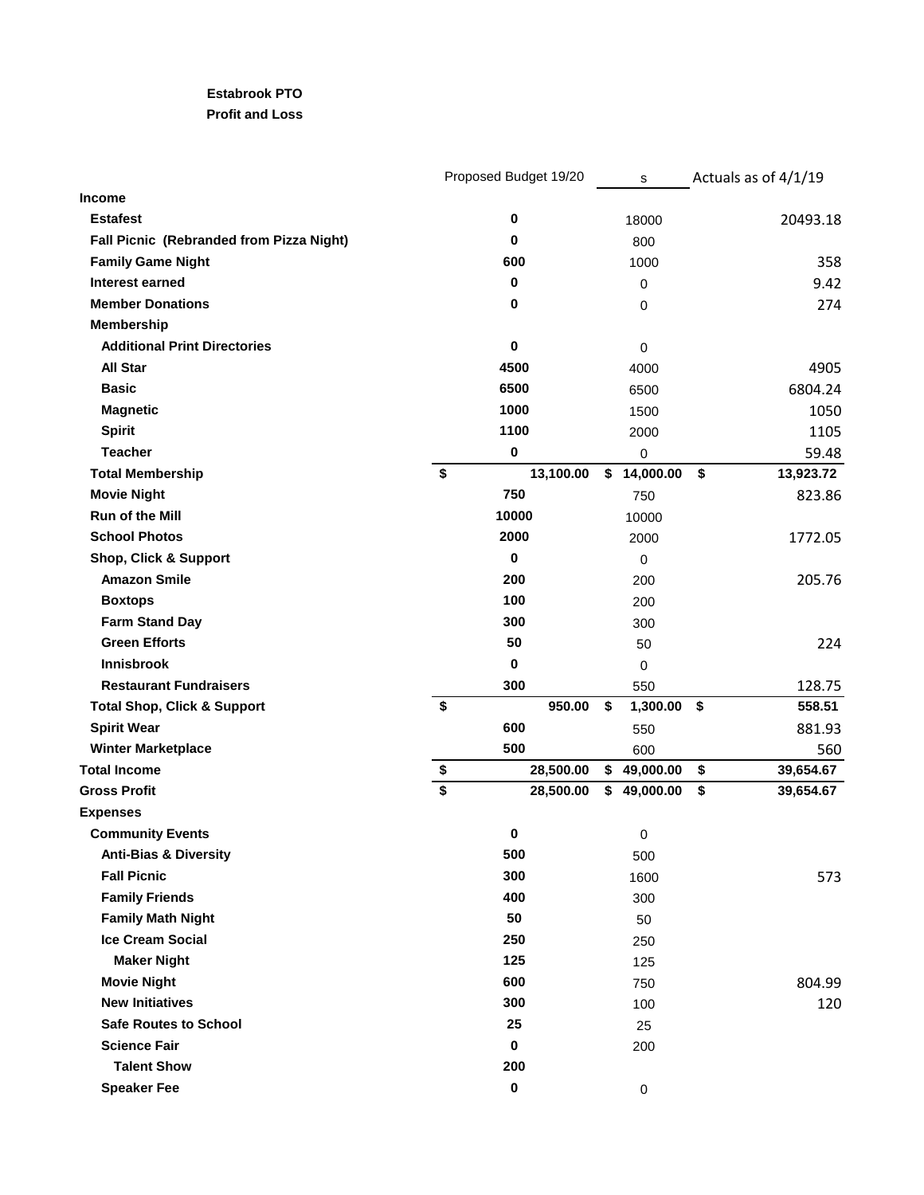**Estabrook PTO**

**Profit and Loss**

| | Proposed Budget 19/20 | s | Actuals as of 4/1/19 |
|---|---|---|---|
| **Income** | | | |
| **Estafest** | **0** | 18000 | 20493.18 |
| **Fall Picnic (Rebranded from Pizza Night)** | **0** | 800 | |
| **Family Game Night** | **600** | 1000 | 358 |
| **Interest earned** | **0** | 0 | 9.42 |
| **Member Donations** | **0** | 0 | 274 |
| **Membership** | | | |
| **Additional Print Directories** | **0** | 0 | |
| **All Star** | **4500** | 4000 | 4905 |
| **Basic** | **6500** | 6500 | 6804.24 |
| **Magnetic** | **1000** | 1500 | 1050 |
| **Spirit** | **1100** | 2000 | 1105 |
| **Teacher** | **0** | 0 | 59.48 |
| **Total Membership** | **$ 13,100.00** | **$ 14,000.00** | **$ 13,923.72** |
| **Movie Night** | **750** | 750 | 823.86 |
| **Run of the Mill** | **10000** | 10000 | |
| **School Photos** | **2000** | 2000 | 1772.05 |
| **Shop, Click & Support** | **0** | 0 | |
| **Amazon Smile** | **200** | 200 | 205.76 |
| **Boxtops** | **100** | 200 | |
| **Farm Stand Day** | **300** | 300 | |
| **Green Efforts** | **50** | 50 | 224 |
| **Innisbrook** | **0** | 0 | |
| **Restaurant Fundraisers** | **300** | 550 | 128.75 |
| **Total Shop, Click & Support** | **$ 950.00** | **$ 1,300.00** | **$ 558.51** |
| **Spirit Wear** | **600** | 550 | 881.93 |
| **Winter Marketplace** | **500** | 600 | 560 |
| **Total Income** | **$ 28,500.00** | **$ 49,000.00** | **$ 39,654.67** |
| **Gross Profit** | **$ 28,500.00** | **$ 49,000.00** | **$ 39,654.67** |
| **Expenses** | | | |
| **Community Events** | **0** | 0 | |
| **Anti-Bias & Diversity** | **500** | 500 | |
| **Fall Picnic** | **300** | 1600 | 573 |
| **Family Friends** | **400** | 300 | |
| **Family Math Night** | **50** | 50 | |
| **Ice Cream Social** | **250** | 250 | |
| **Maker Night** | **125** | 125 | |
| **Movie Night** | **600** | 750 | 804.99 |
| **New Initiatives** | **300** | 100 | 120 |
| **Safe Routes to School** | **25** | 25 | |
| **Science Fair** | **0** | 200 | |
| **Talent Show** | **200** | | |
| **Speaker Fee** | **0** | 0 | |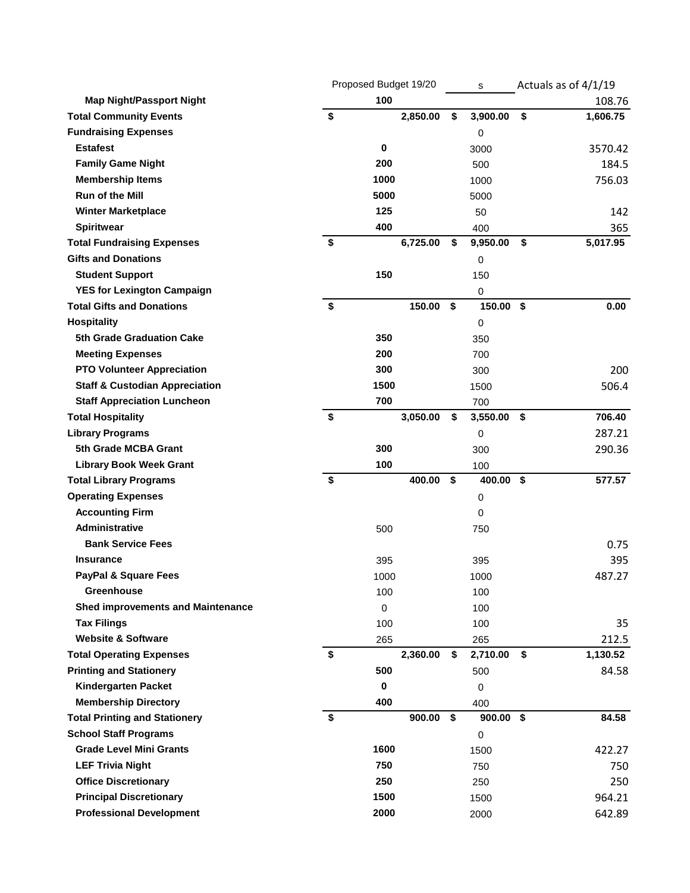| | Proposed Budget 19/20 | s | Actuals as of 4/1/19 |
|---|---|---|---|
| **Map Night/Passport Night** | **100** | | 108.76 |
| **Total Community Events** | **$ 2,850.00** | **$ 3,900.00** | **$ 1,606.75** |
| **Fundraising Expenses** | | 0 | |
| **Estafest** | **0** | 3000 | 3570.42 |
| **Family Game Night** | **200** | 500 | 184.5 |
| **Membership Items** | **1000** | 1000 | 756.03 |
| **Run of the Mill** | **5000** | 5000 | |
| **Winter Marketplace** | **125** | 50 | 142 |
| **Spiritwear** | **400** | 400 | 365 |
| **Total Fundraising Expenses** | **$ 6,725.00** | **$ 9,950.00** | **$ 5,017.95** |
| **Gifts and Donations** | | 0 | |
| **Student Support** | **150** | 150 | |
| **YES for Lexington Campaign** | | 0 | |
| **Total Gifts and Donations** | **$ 150.00** | **$ 150.00** | **$ 0.00** |
| **Hospitality** | | 0 | |
| **5th Grade Graduation Cake** | **350** | 350 | |
| **Meeting Expenses** | **200** | 700 | |
| **PTO Volunteer Appreciation** | **300** | 300 | 200 |
| **Staff & Custodian Appreciation** | **1500** | 1500 | 506.4 |
| **Staff Appreciation Luncheon** | **700** | 700 | |
| **Total Hospitality** | **$ 3,050.00** | **$ 3,550.00** | **$ 706.40** |
| **Library Programs** | | 0 | 287.21 |
| **5th Grade MCBA Grant** | **300** | 300 | 290.36 |
| **Library Book Week Grant** | **100** | 100 | |
| **Total Library Programs** | **$ 400.00** | **$ 400.00** | **$ 577.57** |
| **Operating Expenses** | | 0 | |
| **Accounting Firm** | | 0 | |
| **Administrative** | 500 | 750 | |
| **Bank Service Fees** | | | 0.75 |
| **Insurance** | 395 | 395 | 395 |
| **PayPal & Square Fees** | 1000 | 1000 | 487.27 |
| **Greenhouse** | 100 | 100 | |
| **Shed improvements and Maintenance** | 0 | 100 | |
| **Tax Filings** | 100 | 100 | 35 |
| **Website & Software** | 265 | 265 | 212.5 |
| **Total Operating Expenses** | **$ 2,360.00** | **$ 2,710.00** | **$ 1,130.52** |
| **Printing and Stationery** | **500** | 500 | 84.58 |
| **Kindergarten Packet** | **0** | 0 | |
| **Membership Directory** | **400** | 400 | |
| **Total Printing and Stationery** | **$ 900.00** | **$ 900.00** | **$ 84.58** |
| **School Staff Programs** | | 0 | |
| **Grade Level Mini Grants** | **1600** | 1500 | 422.27 |
| **LEF Trivia Night** | **750** | 750 | 750 |
| **Office Discretionary** | **250** | 250 | 250 |
| **Principal Discretionary** | **1500** | 1500 | 964.21 |
| **Professional Development** | **2000** | 2000 | 642.89 |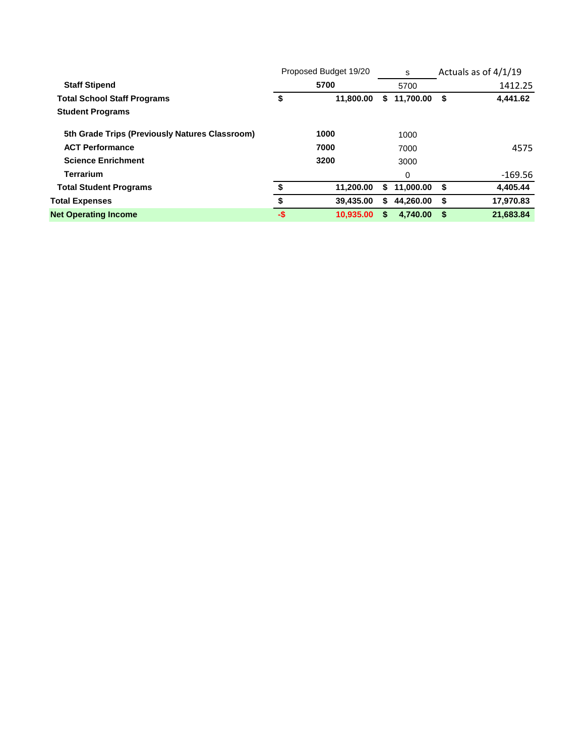| | Proposed Budget 19/20 | s | Actuals as of 4/1/19 |
|---|---|---|---|
| **Staff Stipend** | **5700** | 5700 | 1412.25 |
| **Total School Staff Programs** | **$ 11,800.00** | **$ 11,700.00** | **$ 4,441.62** |
| **Student Programs** | | | |
| **5th Grade Trips (Previously Natures Classroom)** | **1000** | 1000 | |
| **ACT Performance** | **7000** | 7000 | 4575 |
| **Science Enrichment** | **3200** | 3000 | |
| **Terrarium** | | 0 | -169.56 |
| **Total Student Programs** | **$ 11,200.00** | **$ 11,000.00** | **$ 4,405.44** |
| **Total Expenses** | **$ 39,435.00** | **$ 44,260.00** | **$ 17,970.83** |
| **Net Operating Income** | **-$ 10,935.00** | **$ 4,740.00** | **$ 21,683.84** |